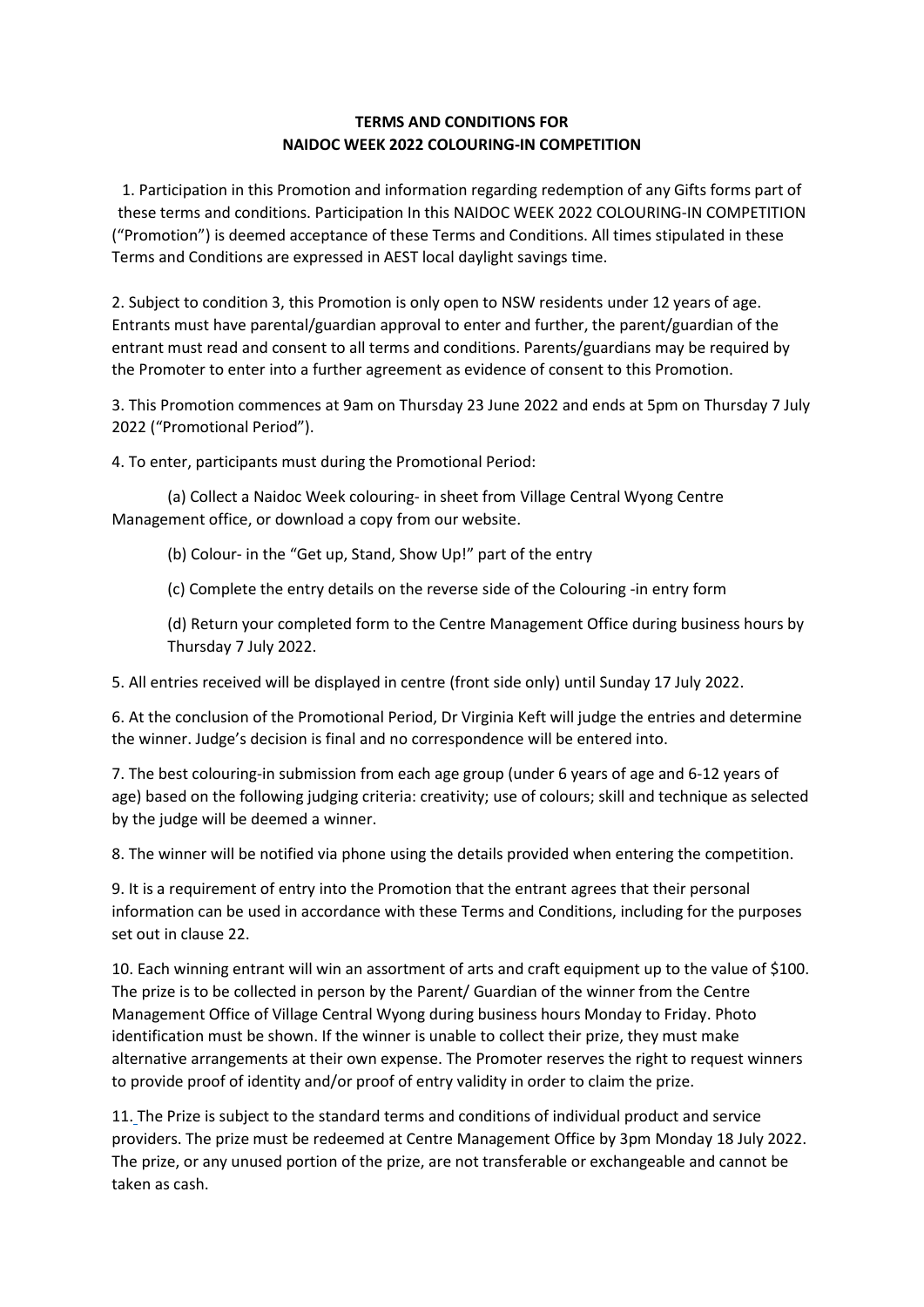**TERMS AND CONDITIONS FOR**
**NAIDOC WEEK 2022 COLOURING-IN COMPETITION**

1. Participation in this Promotion and information regarding redemption of any Gifts forms part of these terms and conditions. Participation In this NAIDOC WEEK 2022 COLOURING-IN COMPETITION ("Promotion") is deemed acceptance of these Terms and Conditions. All times stipulated in these Terms and Conditions are expressed in AEST local daylight savings time.

2. Subject to condition 3, this Promotion is only open to NSW residents under 12 years of age. Entrants must have parental/guardian approval to enter and further, the parent/guardian of the entrant must read and consent to all terms and conditions. Parents/guardians may be required by the Promoter to enter into a further agreement as evidence of consent to this Promotion.

3. This Promotion commences at 9am on Thursday 23 June 2022 and ends at 5pm on Thursday 7 July 2022 ("Promotional Period").

4. To enter, participants must during the Promotional Period:

   (a) Collect a Naidoc Week colouring- in sheet from Village Central Wyong Centre Management office, or download a copy from our website.

   (b) Colour- in the "Get up, Stand, Show Up!" part of the entry

   (c) Complete the entry details on the reverse side of the Colouring -in entry form

   (d) Return your completed form to the Centre Management Office during business hours by Thursday 7 July 2022.

5. All entries received will be displayed in centre (front side only) until Sunday 17 July 2022.

6. At the conclusion of the Promotional Period, Dr Virginia Keft will judge the entries and determine the winner. Judge's decision is final and no correspondence will be entered into.

7. The best colouring-in submission from each age group (under 6 years of age and 6-12 years of age) based on the following judging criteria: creativity; use of colours; skill and technique as selected by the judge will be deemed a winner.

8. The winner will be notified via phone using the details provided when entering the competition.

9. It is a requirement of entry into the Promotion that the entrant agrees that their personal information can be used in accordance with these Terms and Conditions, including for the purposes set out in clause 22.

10. Each winning entrant will win an assortment of arts and craft equipment up to the value of $100. The prize is to be collected in person by the Parent/ Guardian of the winner from the Centre Management Office of Village Central Wyong during business hours Monday to Friday. Photo identification must be shown. If the winner is unable to collect their prize, they must make alternative arrangements at their own expense. The Promoter reserves the right to request winners to provide proof of identity and/or proof of entry validity in order to claim the prize.

11. The Prize is subject to the standard terms and conditions of individual product and service providers. The prize must be redeemed at Centre Management Office by 3pm Monday 18 July 2022. The prize, or any unused portion of the prize, are not transferable or exchangeable and cannot be taken as cash.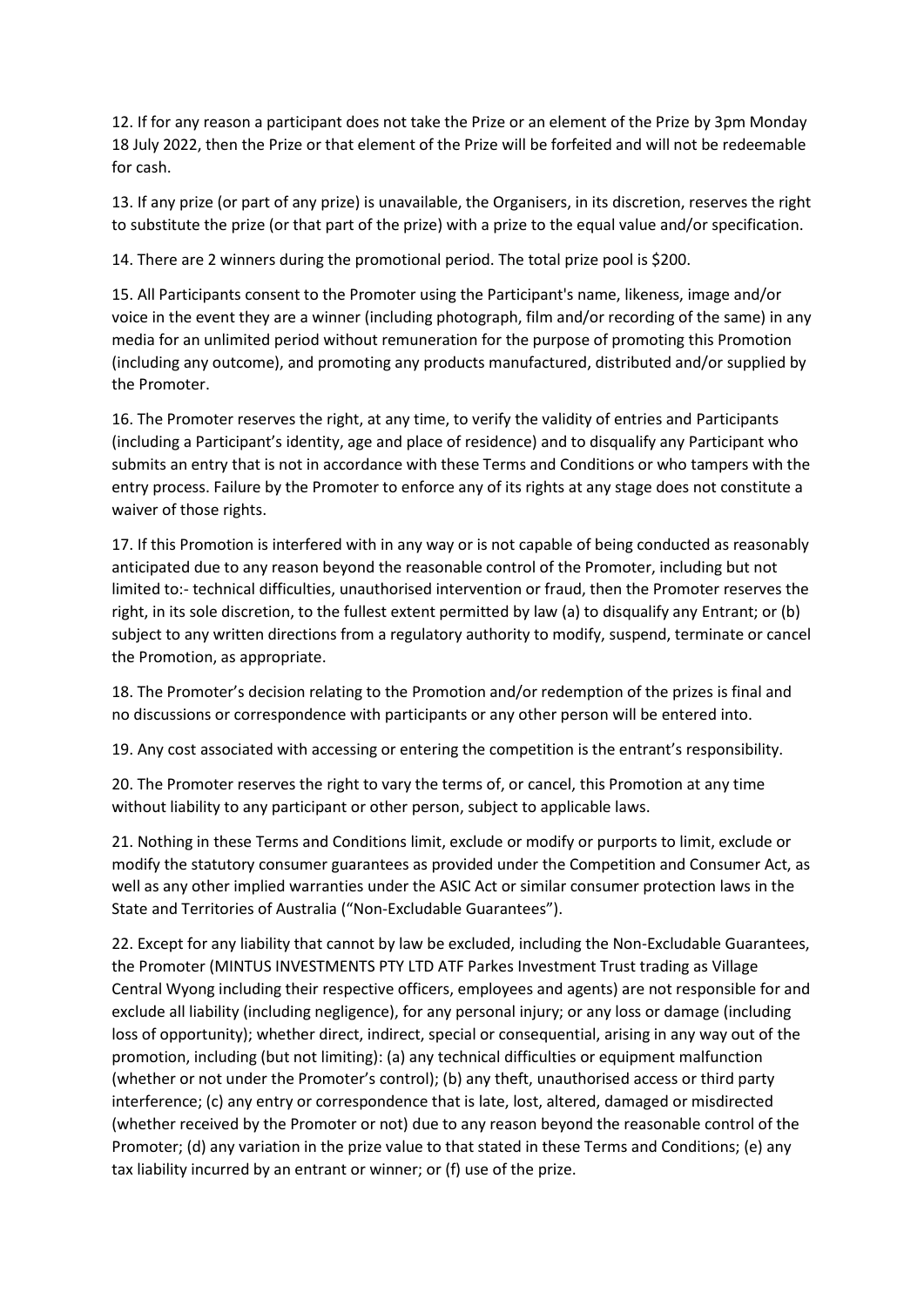12. If for any reason a participant does not take the Prize or an element of the Prize by 3pm Monday 18 July 2022, then the Prize or that element of the Prize will be forfeited and will not be redeemable for cash.

13. If any prize (or part of any prize) is unavailable, the Organisers, in its discretion, reserves the right to substitute the prize (or that part of the prize) with a prize to the equal value and/or specification.

14. There are 2 winners during the promotional period. The total prize pool is $200.

15. All Participants consent to the Promoter using the Participant's name, likeness, image and/or voice in the event they are a winner (including photograph, film and/or recording of the same) in any media for an unlimited period without remuneration for the purpose of promoting this Promotion (including any outcome), and promoting any products manufactured, distributed and/or supplied by the Promoter.

16. The Promoter reserves the right, at any time, to verify the validity of entries and Participants (including a Participant's identity, age and place of residence) and to disqualify any Participant who submits an entry that is not in accordance with these Terms and Conditions or who tampers with the entry process. Failure by the Promoter to enforce any of its rights at any stage does not constitute a waiver of those rights.

17. If this Promotion is interfered with in any way or is not capable of being conducted as reasonably anticipated due to any reason beyond the reasonable control of the Promoter, including but not limited to:- technical difficulties, unauthorised intervention or fraud, then the Promoter reserves the right, in its sole discretion, to the fullest extent permitted by law (a) to disqualify any Entrant; or (b) subject to any written directions from a regulatory authority to modify, suspend, terminate or cancel the Promotion, as appropriate.

18. The Promoter's decision relating to the Promotion and/or redemption of the prizes is final and no discussions or correspondence with participants or any other person will be entered into.

19. Any cost associated with accessing or entering the competition is the entrant's responsibility.

20. The Promoter reserves the right to vary the terms of, or cancel, this Promotion at any time without liability to any participant or other person, subject to applicable laws.

21. Nothing in these Terms and Conditions limit, exclude or modify or purports to limit, exclude or modify the statutory consumer guarantees as provided under the Competition and Consumer Act, as well as any other implied warranties under the ASIC Act or similar consumer protection laws in the State and Territories of Australia ("Non-Excludable Guarantees").

22. Except for any liability that cannot by law be excluded, including the Non-Excludable Guarantees, the Promoter (MINTUS INVESTMENTS PTY LTD ATF Parkes Investment Trust trading as Village Central Wyong including their respective officers, employees and agents) are not responsible for and exclude all liability (including negligence), for any personal injury; or any loss or damage (including loss of opportunity); whether direct, indirect, special or consequential, arising in any way out of the promotion, including (but not limiting): (a) any technical difficulties or equipment malfunction (whether or not under the Promoter's control); (b) any theft, unauthorised access or third party interference; (c) any entry or correspondence that is late, lost, altered, damaged or misdirected (whether received by the Promoter or not) due to any reason beyond the reasonable control of the Promoter; (d) any variation in the prize value to that stated in these Terms and Conditions; (e) any tax liability incurred by an entrant or winner; or (f) use of the prize.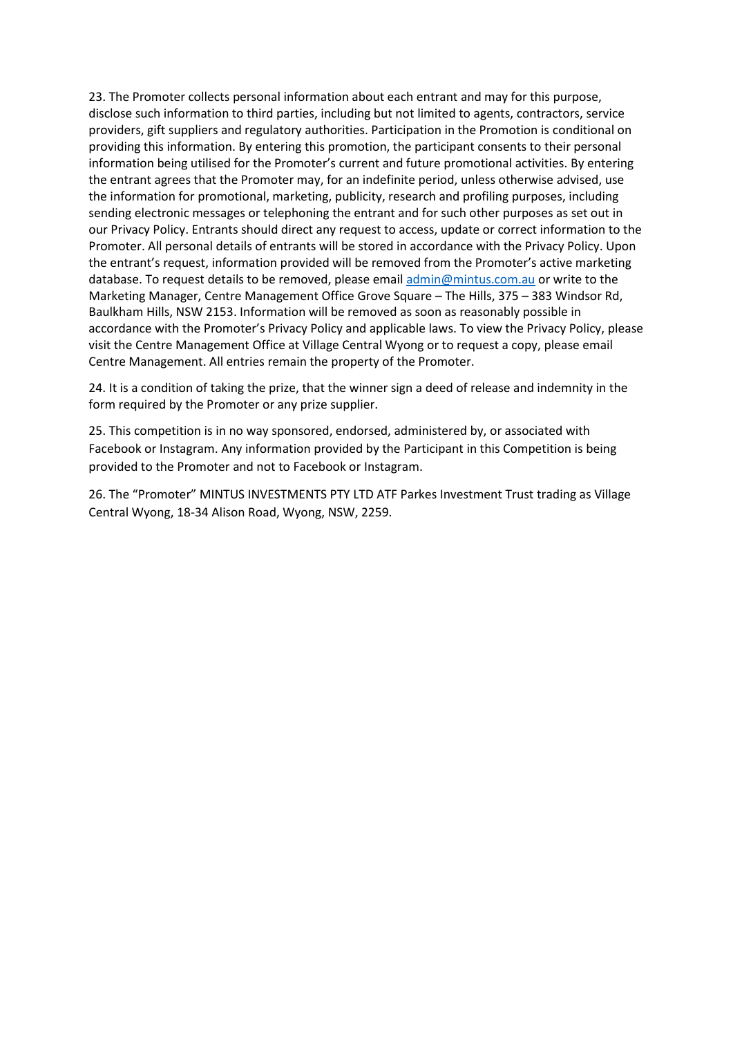23. The Promoter collects personal information about each entrant and may for this purpose, disclose such information to third parties, including but not limited to agents, contractors, service providers, gift suppliers and regulatory authorities. Participation in the Promotion is conditional on providing this information. By entering this promotion, the participant consents to their personal information being utilised for the Promoter's current and future promotional activities. By entering the entrant agrees that the Promoter may, for an indefinite period, unless otherwise advised, use the information for promotional, marketing, publicity, research and profiling purposes, including sending electronic messages or telephoning the entrant and for such other purposes as set out in our Privacy Policy. Entrants should direct any request to access, update or correct information to the Promoter. All personal details of entrants will be stored in accordance with the Privacy Policy. Upon the entrant's request, information provided will be removed from the Promoter's active marketing database. To request details to be removed, please email [admin@mintus.com.au](mailto:admin@mintus.com.au) or write to the Marketing Manager, Centre Management Office Grove Square – The Hills, 375 – 383 Windsor Rd, Baulkham Hills, NSW 2153. Information will be removed as soon as reasonably possible in accordance with the Promoter's Privacy Policy and applicable laws. To view the Privacy Policy, please visit the Centre Management Office at Village Central Wyong or to request a copy, please email Centre Management. All entries remain the property of the Promoter.

24. It is a condition of taking the prize, that the winner sign a deed of release and indemnity in the form required by the Promoter or any prize supplier.

25. This competition is in no way sponsored, endorsed, administered by, or associated with Facebook or Instagram. Any information provided by the Participant in this Competition is being provided to the Promoter and not to Facebook or Instagram.

26. The "Promoter" MINTUS INVESTMENTS PTY LTD ATF Parkes Investment Trust trading as Village Central Wyong, 18-34 Alison Road, Wyong, NSW, 2259.